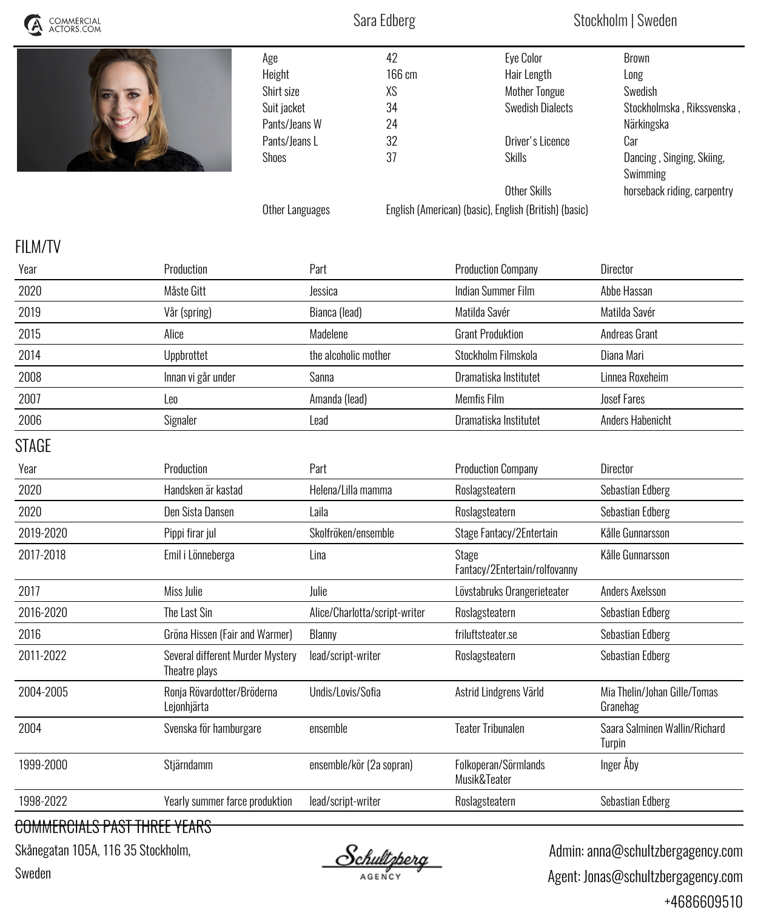# Sara Edberg

Stockholm | Sweden

| | | | |
|---|---|---|---|
| Age | 42 | Eye Color | Brown |
| Height | 166 cm | Hair Length | Long |
| Shirt size | XS | Mother Tongue | Swedish |
| Suit jacket | 34 | Swedish Dialects | Stockholmska , Rikssvenska , Närkingska |
| Pants/Jeans W | 24 | | |
| Pants/Jeans L | 32 | Driver's Licence | Car |
| Shoes | 37 | Skills | Dancing , Singing, Skiing, Swimming |
| | | Other Skills | horseback riding, carpentry |
| Other Languages | English (American) (basic), English (British) (basic) | | |

## FILM/TV

| Year | Production | Part | Production Company | Director |
|---|---|---|---|---|
| 2020 | Måste Gitt | Jessica | Indian Summer Film | Abbe Hassan |
| 2019 | Vår (spring) | Bianca (lead) | Matilda Savér | Matilda Savér |
| 2015 | Alice | Madelene | Grant Produktion | Andreas Grant |
| 2014 | Uppbrottet | the alcoholic mother | Stockholm Filmskola | Diana Mari |
| 2008 | Innan vi går under | Sanna | Dramatiska Institutet | Linnea Roxeheim |
| 2007 | Leo | Amanda (lead) | Memfis Film | Josef Fares |
| 2006 | Signaler | Lead | Dramatiska Institutet | Anders Habenicht |

## STAGE

| Year | Production | Part | Production Company | Director |
|---|---|---|---|---|
| 2020 | Handsken är kastad | Helena/Lilla mamma | Roslagsteatern | Sebastian Edberg |
| 2020 | Den Sista Dansen | Laila | Roslagsteatern | Sebastian Edberg |
| 2019-2020 | Pippi firar jul | Skolfröken/ensemble | Stage Fantacy/2Entertain | Kålle Gunnarsson |
| 2017-2018 | Emil i Lönneberga | Lina | Stage Fantacy/2Entertain/rolfovanny | Kålle Gunnarsson |
| 2017 | Miss Julie | Julie | Lövstabruks Orangerieteater | Anders Axelsson |
| 2016-2020 | The Last Sin | Alice/Charlotta/script-writer | Roslagsteatern | Sebastian Edberg |
| 2016 | Gröna Hissen (Fair and Warmer) | Blanny | friluftsteater.se | Sebastian Edberg |
| 2011-2022 | Several different Murder Mystery Theatre plays | lead/script-writer | Roslagsteatern | Sebastian Edberg |
| 2004-2005 | Ronja Rövardotter/Bröderna Lejonhjärta | Undis/Lovis/Sofia | Astrid Lindgrens Värld | Mia Thelin/Johan Gille/Tomas Granehag |
| 2004 | Svenska för hamburgare | ensemble | Teater Tribunalen | Saara Salminen Wallin/Richard Turpin |
| 1999-2000 | Stjärndamm | ensemble/kör (2a sopran) | Folkoperan/Sörmlands Musik&Teater | Inger Åby |
| 1998-2022 | Yearly summer farce produktion | lead/script-writer | Roslagsteatern | Sebastian Edberg |

## COMMERCIALS PAST THREE YEARS

Skånegatan 105A, 116 35 Stockholm, Sweden

Schultzberg Agency

Admin: anna@schultzbergagency.com
Agent: Jonas@schultzbergagency.com
+4686609510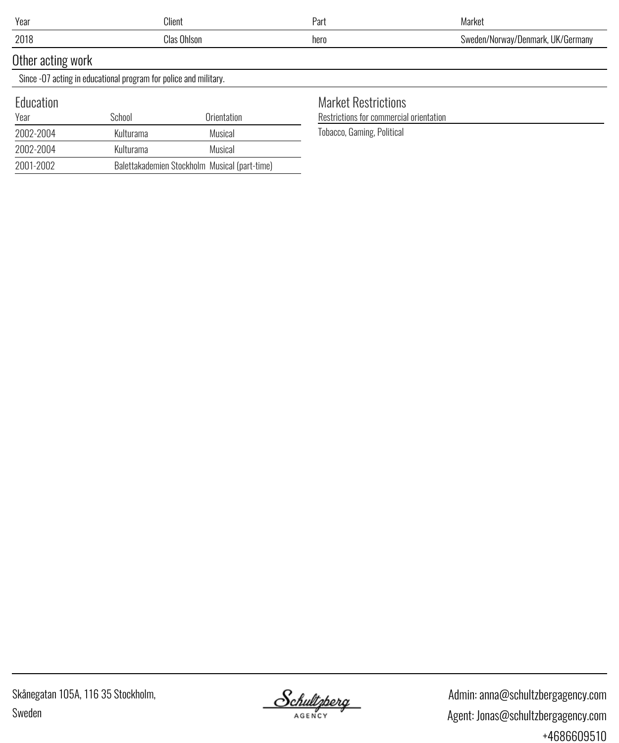| Year | Client | Part | Market |
|---|---|---|---|
| 2018 | Clas Ohlson | hero | Sweden/Norway/Denmark, UK/Germany |

## Other acting work

Since -07 acting in educational program for police and military.

## Education

| Year | School | Orientation |
|---|---|---|
| 2002-2004 | Kulturama | Musical |
| 2002-2004 | Kulturama | Musical |
| 2001-2002 | Balettakademien Stockholm | Musical (part-time) |

## Market Restrictions

| Restrictions for commercial orientation |
|---|
| Tobacco, Gaming, Political |

Skånegatan 105A, 116 35 Stockholm, Sweden

Schultzberg AGENCY

Admin: anna@schultzbergagency.com
Agent: Jonas@schultzbergagency.com
+4686609510